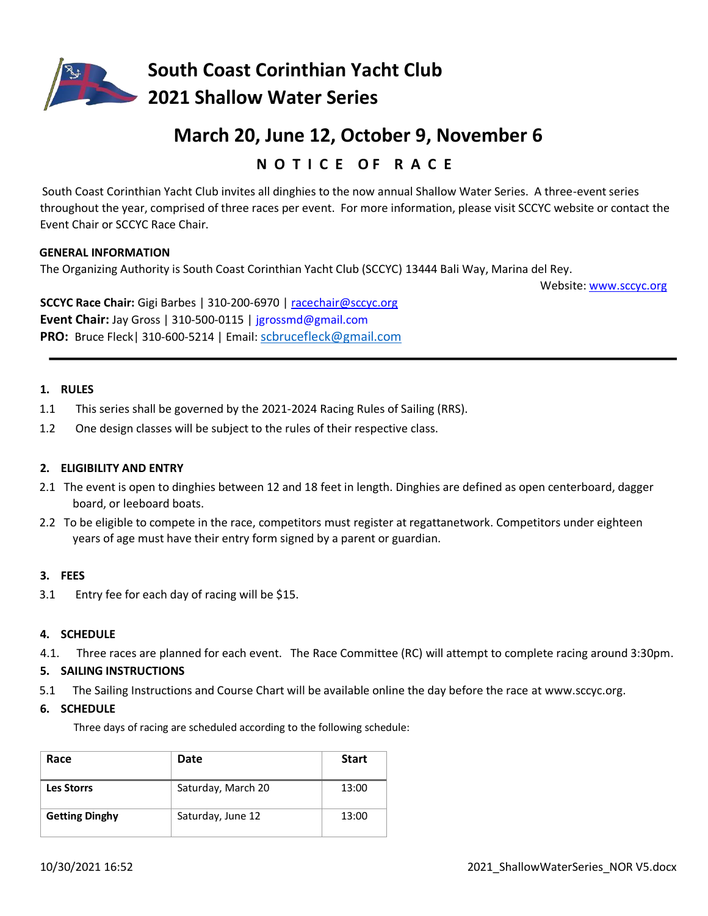# South Coast Corinthian Yacht Club
# 2021 Shallow Water Series

## March 20, June 12, October 9, November 6

### N O T I C E O F R A C E

South Coast Corinthian Yacht Club invites all dinghies to the now annual Shallow Water Series. A three-event series throughout the year, comprised of three races per event. For more information, please visit SCCYC website or contact the Event Chair or SCCYC Race Chair.

**GENERAL INFORMATION**

The Organizing Authority is South Coast Corinthian Yacht Club (SCCYC) 13444 Bali Way, Marina del Rey.

Website: www.sccyc.org

**SCCYC Race Chair:** Gigi Barbes | 310-200-6970 | racechair@sccyc.org
**Event Chair:** Jay Gross | 310-500-0115 | jgrossmd@gmail.com
**PRO:** Bruce Fleck| 310-600-5214 | Email: scbrucefleck@gmail.com

---

**1. RULES**

1.1 This series shall be governed by the 2021-2024 Racing Rules of Sailing (RRS).

1.2 One design classes will be subject to the rules of their respective class.

**2. ELIGIBILITY AND ENTRY**

2.1 The event is open to dinghies between 12 and 18 feet in length. Dinghies are defined as open centerboard, dagger board, or leeboard boats.

2.2 To be eligible to compete in the race, competitors must register at regattanetwork. Competitors under eighteen years of age must have their entry form signed by a parent or guardian.

**3. FEES**

3.1 Entry fee for each day of racing will be $15.

**4. SCHEDULE**

4.1. Three races are planned for each event. The Race Committee (RC) will attempt to complete racing around 3:30pm.

**5. SAILING INSTRUCTIONS**

5.1 The Sailing Instructions and Course Chart will be available online the day before the race at www.sccyc.org.

**6. SCHEDULE**

Three days of racing are scheduled according to the following schedule:

| Race | Date | Start |
|---|---|---|
| **Les Storrs** | Saturday, March 20 | 13:00 |
| **Getting Dinghy** | Saturday, June 12 | 13:00 |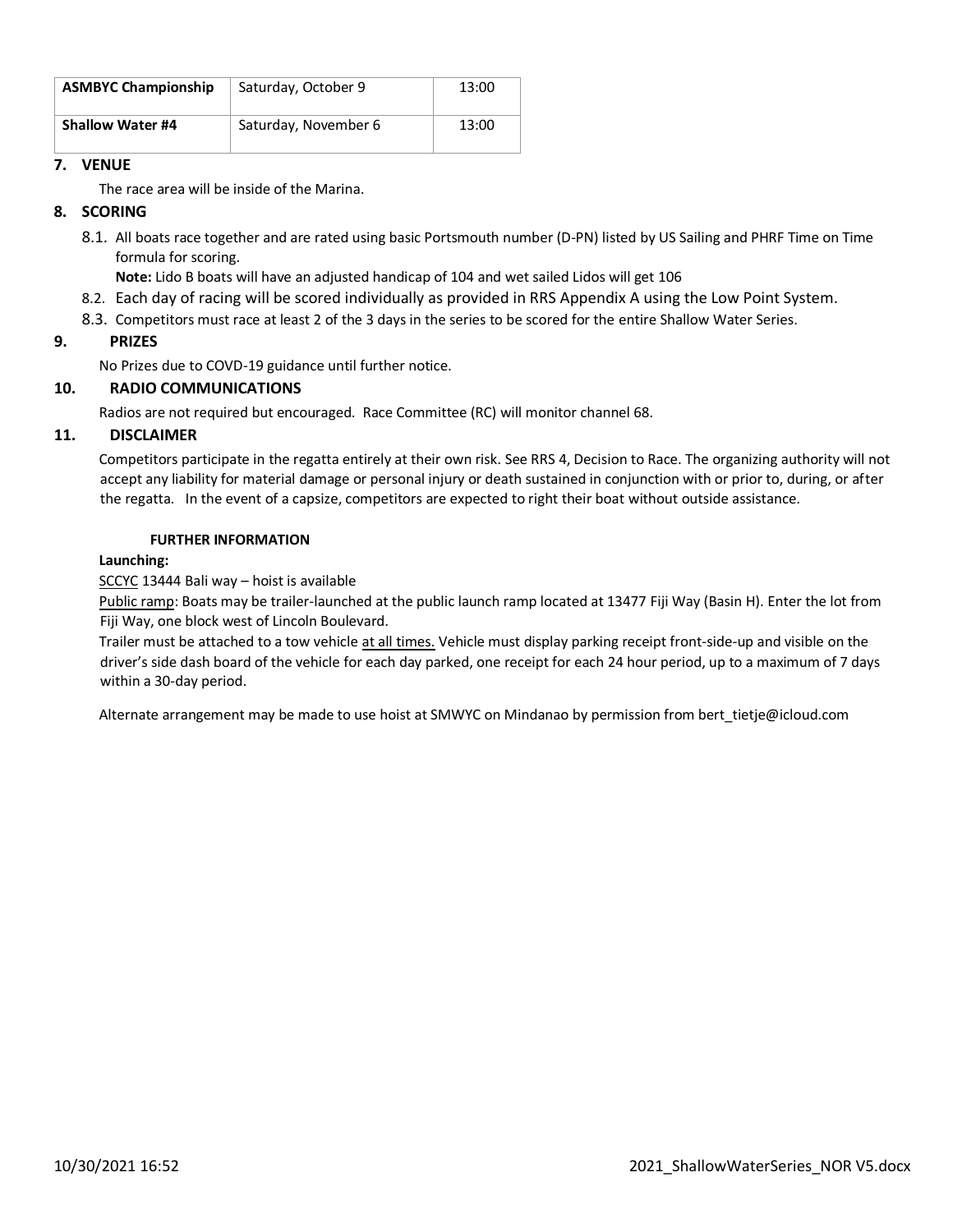| | | |
|---|---|---|
| **ASMBYC Championship** | Saturday, October 9 | 13:00 |
| **Shallow Water #4** | Saturday, November 6 | 13:00 |

## 7. VENUE

The race area will be inside of the Marina.

## 8. SCORING

8.1. All boats race together and are rated using basic Portsmouth number (D-PN) listed by US Sailing and PHRF Time on Time formula for scoring.

**Note:** Lido B boats will have an adjusted handicap of 104 and wet sailed Lidos will get 106

8.2. Each day of racing will be scored individually as provided in RRS Appendix A using the Low Point System.

8.3. Competitors must race at least 2 of the 3 days in the series to be scored for the entire Shallow Water Series.

## 9. PRIZES

No Prizes due to COVD-19 guidance until further notice.

## 10. RADIO COMMUNICATIONS

Radios are not required but encouraged. Race Committee (RC) will monitor channel 68.

## 11. DISCLAIMER

Competitors participate in the regatta entirely at their own risk. See RRS 4, Decision to Race. The organizing authority will not accept any liability for material damage or personal injury or death sustained in conjunction with or prior to, during, or after the regatta. In the event of a capsize, competitors are expected to right their boat without outside assistance.

### FURTHER INFORMATION

**Launching:**

SCCYC 13444 Bali way – hoist is available

Public ramp: Boats may be trailer-launched at the public launch ramp located at 13477 Fiji Way (Basin H). Enter the lot from Fiji Way, one block west of Lincoln Boulevard.

Trailer must be attached to a tow vehicle at all times. Vehicle must display parking receipt front-side-up and visible on the driver's side dash board of the vehicle for each day parked, one receipt for each 24 hour period, up to a maximum of 7 days within a 30-day period.

Alternate arrangement may be made to use hoist at SMWYC on Mindanao by permission from bert_tietje@icloud.com